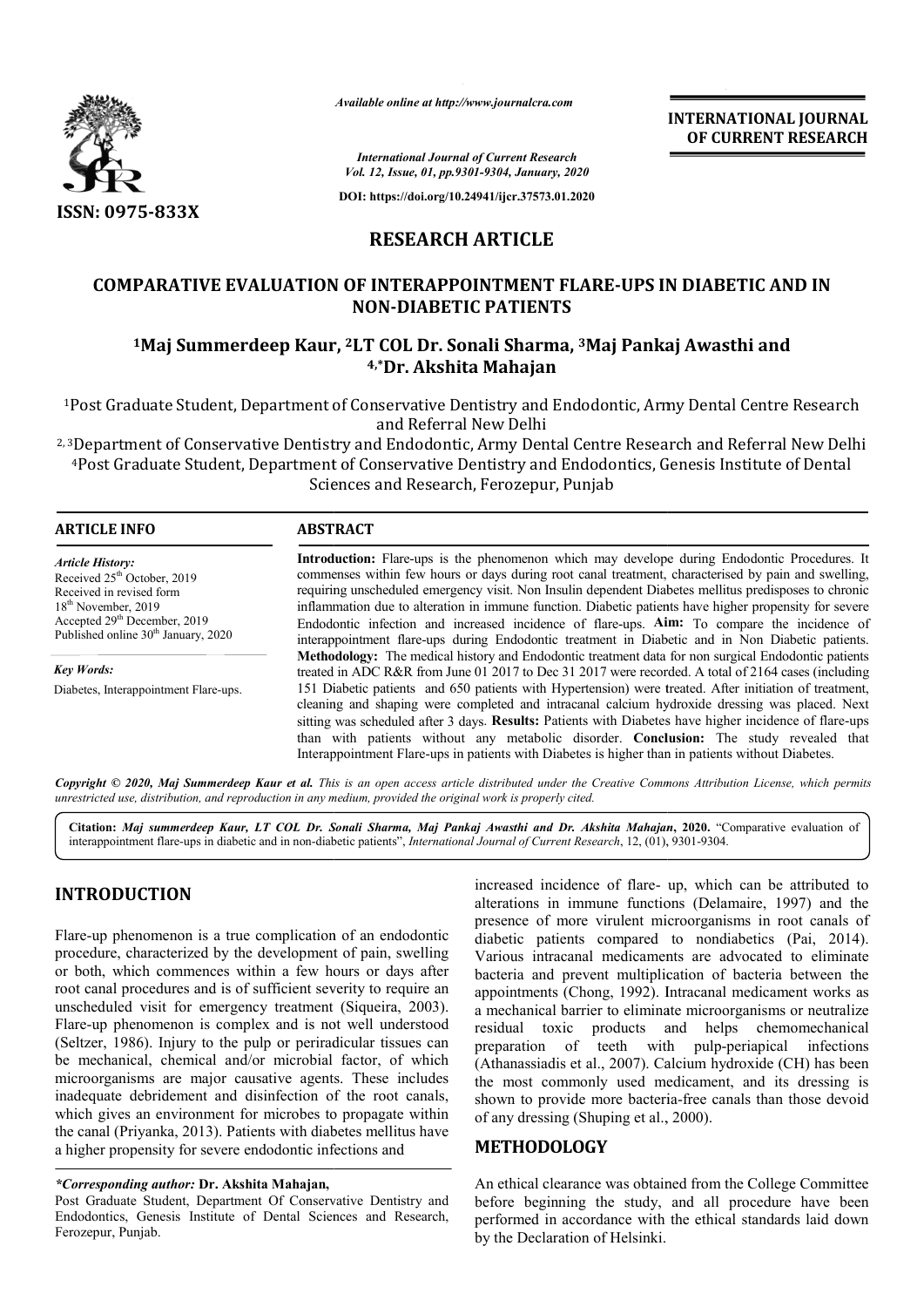*Available online at http://www.journalcra.com*

INTERNATIONAL JOURNAL OF CURRENT RESEARCH

ISSN: 0975-833X

*International Journal of Current Research*
*Vol. 12, Issue, 01, pp.9301-9304, January, 2020*

**DOI: https://doi.org/10.24941/ijcr.37573.01.2020**

# RESEARCH ARTICLE

## COMPARATIVE EVALUATION OF INTERAPPOINTMENT FLARE-UPS IN DIABETIC AND IN NON-DIABETIC PATIENTS

### [1]Maj Summerdeep Kaur, [2]LT COL Dr. Sonali Sharma, [3]Maj Pankaj Awasthi and [4,*]Dr. Akshita Mahajan

[1]Post Graduate Student, Department of Conservative Dentistry and Endodontic, Army Dental Centre Research and Referral New Delhi

[2, 3]Department of Conservative Dentistry and Endodontic, Army Dental Centre Research and Referral New Delhi

[4]Post Graduate Student, Department of Conservative Dentistry and Endodontics, Genesis Institute of Dental Sciences and Research, Ferozepur, Punjab

**ARTICLE INFO**

*Article History:*
Received 25th October, 2019
Received in revised form
18th November, 2019
Accepted 29th December, 2019
Published online 30th January, 2020

*Key Words:*
Diabetes, Interappointment Flare-ups.

**ABSTRACT**

**Introduction:** Flare-ups is the phenomenon which may develope during Endodontic Procedures. It commenses within few hours or days during root canal treatment, characterised by pain and swelling, requiring unscheduled emergency visit. Non Insulin dependent Diabetes mellitus predisposes to chronic inflammation due to alteration in immune function. Diabetic patients have higher propensity for severe Endodontic infection and increased incidence of flare-ups. **Aim:** To compare the incidence of interappointment flare-ups during Endodontic treatment in Diabetic and in Non Diabetic patients. **Methodology:** The medical history and Endodontic treatment data for non surgical Endodontic patients treated in ADC R&R from June 01 2017 to Dec 31 2017 were recorded. A total of 2164 cases (including 151 Diabetic patients and 650 patients with Hypertension) were treated. After initiation of treatment, cleaning and shaping were completed and intracanal calcium hydroxide dressing was placed. Next sitting was scheduled after 3 days. **Results:** Patients with Diabetes have higher incidence of flare-ups than with patients without any metabolic disorder. **Conclusion:** The study revealed that Interappointment Flare-ups in patients with Diabetes is higher than in patients without Diabetes.

*Copyright © 2020, Maj Summerdeep Kaur et al. This is an open access article distributed under the Creative Commons Attribution License, which permits unrestricted use, distribution, and reproduction in any medium, provided the original work is properly cited.*

**Citation:** *Maj summerdeep Kaur, LT COL Dr. Sonali Sharma, Maj Pankaj Awasthi and Dr. Akshita Mahajan*, **2020.** "Comparative evaluation of interappointment flare-ups in diabetic and in non-diabetic patients", *International Journal of Current Research*, 12, (01), 9301-9304.

## INTRODUCTION

Flare-up phenomenon is a true complication of an endodontic procedure, characterized by the development of pain, swelling or both, which commences within a few hours or days after root canal procedures and is of sufficient severity to require an unscheduled visit for emergency treatment (Siqueira, 2003). Flare-up phenomenon is complex and is not well understood (Seltzer, 1986). Injury to the pulp or periradicular tissues can be mechanical, chemical and/or microbial factor, of which microorganisms are major causative agents. These includes inadequate debridement and disinfection of the root canals, which gives an environment for microbes to propagate within the canal (Priyanka, 2013). Patients with diabetes mellitus have a higher propensity for severe endodontic infections and increased incidence of flare- up, which can be attributed to alterations in immune functions (Delamaire, 1997) and the presence of more virulent microorganisms in root canals of diabetic patients compared to nondiabetics (Pai, 2014). Various intracanal medicaments are advocated to eliminate bacteria and prevent multiplication of bacteria between the appointments (Chong, 1992). Intracanal medicament works as a mechanical barrier to eliminate microorganisms or neutralize residual toxic products and helps chemomechanical preparation of teeth with pulp-periapical infections (Athanassiadis et al., 2007). Calcium hydroxide (CH) has been the most commonly used medicament, and its dressing is shown to provide more bacteria-free canals than those devoid of any dressing (Shuping et al., 2000).

## METHODOLOGY

An ethical clearance was obtained from the College Committee before beginning the study, and all procedure have been performed in accordance with the ethical standards laid down by the Declaration of Helsinki.

*\*Corresponding author:* **Dr. Akshita Mahajan,**
Post Graduate Student, Department Of Conservative Dentistry and Endodontics, Genesis Institute of Dental Sciences and Research, Ferozepur, Punjab.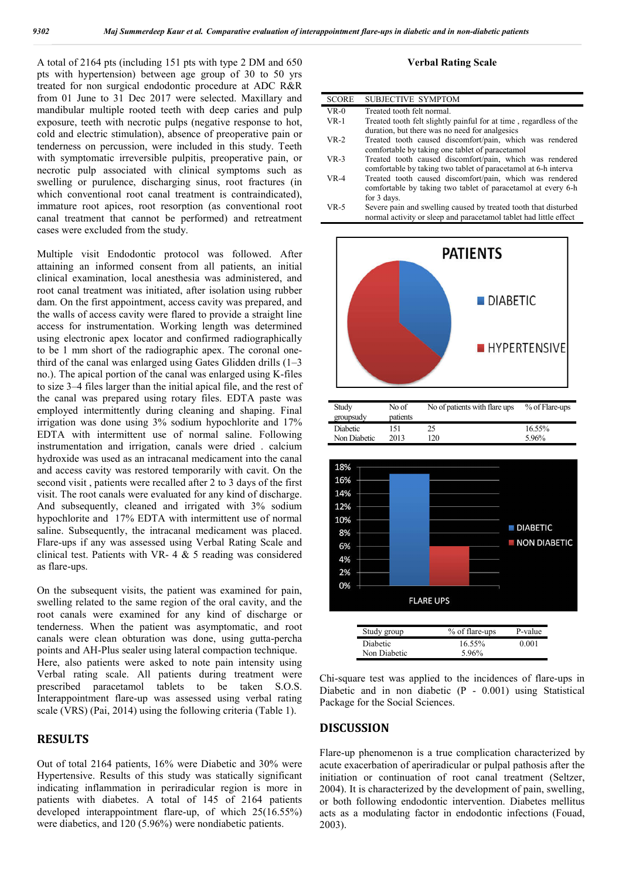A total of 2164 pts (including 151 pts with type 2 DM and 650 pts with hypertension) between age group of 30 to 50 yrs treated for non surgical endodontic procedure at ADC R&R from 01 June to 31 Dec 2017 were selected. Maxillary and mandibular multiple rooted teeth with deep caries and pulp exposure, teeth with necrotic pulps (negative response to hot, cold and electric stimulation), absence of preoperative pain or tenderness on percussion, were included in this study. Teeth with symptomatic irreversible pulpitis, preoperative pain, or necrotic pulp associated with clinical symptoms such as swelling or purulence, discharging sinus, root fractures (in which conventional root canal treatment is contraindicated), immature root apices, root resorption (as conventional root canal treatment that cannot be performed) and retreatment cases were excluded from the study.

Multiple visit Endodontic protocol was followed. After attaining an informed consent from all patients, an initial clinical examination, local anesthesia was administered, and root canal treatment was initiated, after isolation using rubber dam. On the first appointment, access cavity was prepared, and the walls of access cavity were flared to provide a straight line access for instrumentation. Working length was determined using electronic apex locator and confirmed radiographically to be 1 mm short of the radiographic apex. The coronal one-third of the canal was enlarged using Gates Glidden drills (1–3 no.). The apical portion of the canal was enlarged using K-files to size 3–4 files larger than the initial apical file, and the rest of the canal was prepared using rotary files. EDTA paste was employed intermittently during cleaning and shaping. Final irrigation was done using 3% sodium hypochlorite and 17% EDTA with intermittent use of normal saline. Following instrumentation and irrigation, canals were dried . calcium hydroxide was used as an intracanal medicament into the canal and access cavity was restored temporarily with cavit. On the second visit , patients were recalled after 2 to 3 days of the first visit. The root canals were evaluated for any kind of discharge. And subsequently, cleaned and irrigated with 3% sodium hypochlorite and 17% EDTA with intermittent use of normal saline. Subsequently, the intracanal medicament was placed. Flare-ups if any was assessed using Verbal Rating Scale and clinical test. Patients with VR- 4 & 5 reading was considered as flare-ups.

On the subsequent visits, the patient was examined for pain, swelling related to the same region of the oral cavity, and the root canals were examined for any kind of discharge or tenderness. When the patient was asymptomatic, and root canals were clean obturation was done, using gutta-percha points and AH-Plus sealer using lateral compaction technique. Here, also patients were asked to note pain intensity using Verbal rating scale. All patients during treatment were prescribed paracetamol tablets to be taken S.O.S. Interappointment flare-up was assessed using verbal rating scale (VRS) (Pai, 2014) using the following criteria (Table 1).

## RESULTS

Out of total 2164 patients, 16% were Diabetic and 30% were Hypertensive. Results of this study was statically significant indicating inflammation in periradicular region is more in patients with diabetes. A total of 145 of 2164 patients developed interappointment flare-up, of which 25(16.55%) were diabetics, and 120 (5.96%) were nondiabetic patients.

**Verbal Rating Scale**

| SCORE | SUBJECTIVE SYMPTOM |
|---|---|
| VR-0 | Treated tooth felt normal. |
| VR-1 | Treated tooth felt slightly painful for at time , regardless of the duration, but there was no need for analgesics |
| VR-2 | Treated tooth caused discomfort/pain, which was rendered comfortable by taking one tablet of paracetamol |
| VR-3 | Treated tooth caused discomfort/pain, which was rendered comfortable by taking two tablet of paracetamol at 6-h interva |
| VR-4 | Treated tooth caused discomfort/pain, which was rendered comfortable by taking two tablet of paracetamol at every 6-h for 3 days. |
| VR-5 | Severe pain and swelling caused by treated tooth that disturbed normal activity or sleep and paracetamol tablet had little effect |

| Study groupsudy | No of patients | No of patients with flare ups | % of Flare-ups |
|---|---|---|---|
| Diabetic | 151 | 25 | 16.55% |
| Non Diabetic | 2013 | 120 | 5.96% |

| Study group | % of flare-ups | P-value |
|---|---|---|
| Diabetic | 16.55% | 0.001 |
| Non Diabetic | 5.96% | |

Chi-square test was applied to the incidences of flare-ups in Diabetic and in non diabetic (P - 0.001) using Statistical Package for the Social Sciences.

## DISCUSSION

Flare-up phenomenon is a true complication characterized by acute exacerbation of aperiradicular or pulpal pathosis after the initiation or continuation of root canal treatment (Seltzer, 2004). It is characterized by the development of pain, swelling, or both following endodontic intervention. Diabetes mellitus acts as a modulating factor in endodontic infections (Fouad, 2003).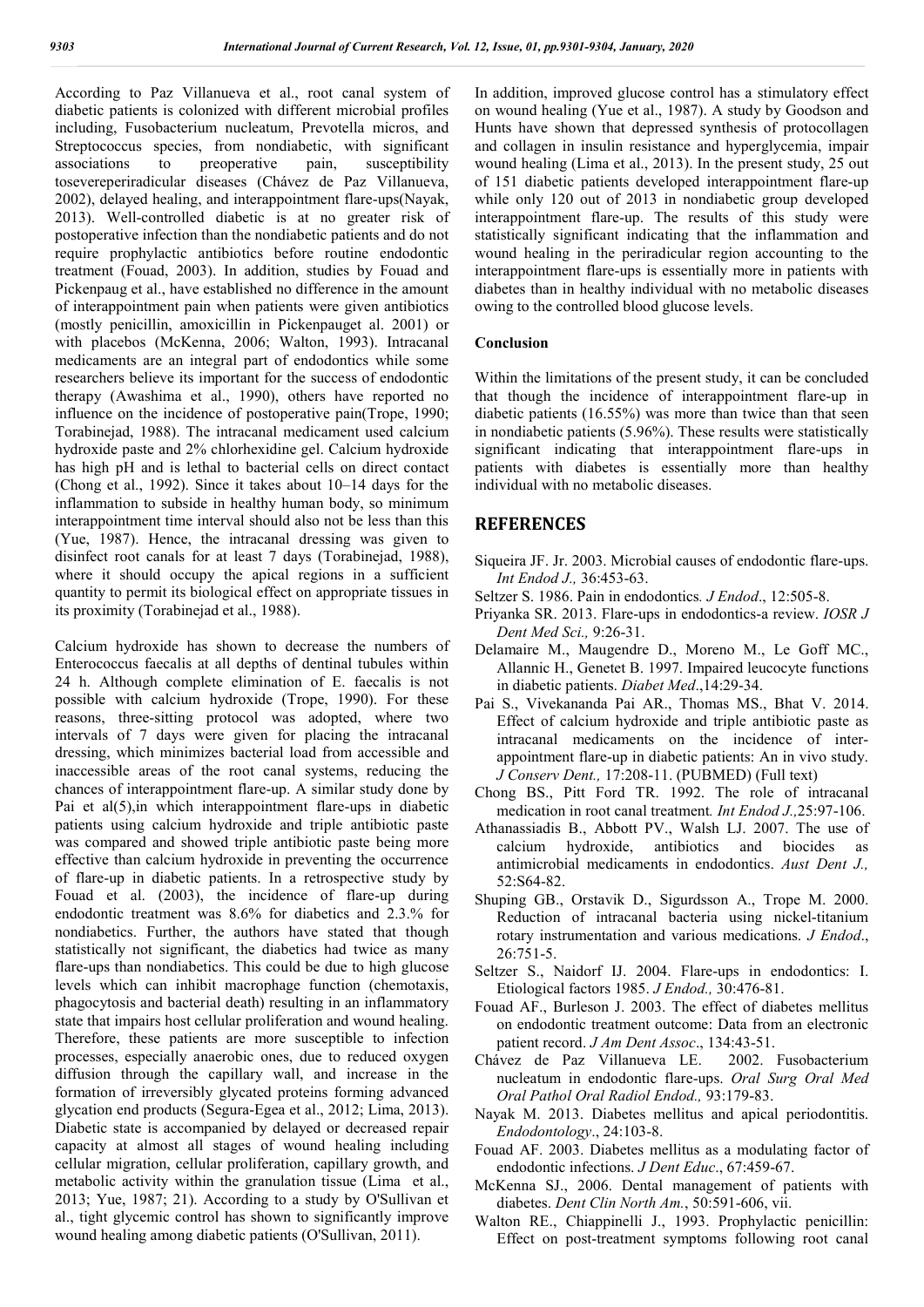According to Paz Villanueva et al., root canal system of diabetic patients is colonized with different microbial profiles including, Fusobacterium nucleatum, Prevotella micros, and Streptococcus species, from nondiabetic, with significant associations to preoperative pain, susceptibility toseverperiradicular diseases (Chávez de Paz Villanueva, 2002), delayed healing, and interappointment flare-ups(Nayak, 2013). Well-controlled diabetic is at no greater risk of postoperative infection than the nondiabetic patients and do not require prophylactic antibiotics before routine endodontic treatment (Fouad, 2003). In addition, studies by Fouad and Pickenpaug et al., have established no difference in the amount of interappointment pain when patients were given antibiotics (mostly penicillin, amoxicillin in Pickenpauget al. 2001) or with placebos (McKenna, 2006; Walton, 1993). Intracanal medicaments are an integral part of endodontics while some researchers believe its important for the success of endodontic therapy (Awashima et al., 1990), others have reported no influence on the incidence of postoperative pain(Trope, 1990; Torabinejad, 1988). The intracanal medicament used calcium hydroxide paste and 2% chlorhexidine gel. Calcium hydroxide has high pH and is lethal to bacterial cells on direct contact (Chong et al., 1992). Since it takes about 10–14 days for the inflammation to subside in healthy human body, so minimum interappointment time interval should also not be less than this (Yue, 1987). Hence, the intracanal dressing was given to disinfect root canals for at least 7 days (Torabinejad, 1988), where it should occupy the apical regions in a sufficient quantity to permit its biological effect on appropriate tissues in its proximity (Torabinejad et al., 1988).

Calcium hydroxide has shown to decrease the numbers of Enterococcus faecalis at all depths of dentinal tubules within 24 h. Although complete elimination of E. faecalis is not possible with calcium hydroxide (Trope, 1990). For these reasons, three-sitting protocol was adopted, where two intervals of 7 days were given for placing the intracanal dressing, which minimizes bacterial load from accessible and inaccessible areas of the root canal systems, reducing the chances of interappointment flare-up. A similar study done by Pai et al(5),in which interappointment flare-ups in diabetic patients using calcium hydroxide and triple antibiotic paste was compared and showed triple antibiotic paste being more effective than calcium hydroxide in preventing the occurrence of flare-up in diabetic patients. In a retrospective study by Fouad et al. (2003), the incidence of flare-up during endodontic treatment was 8.6% for diabetics and 2.3.% for nondiabetics. Further, the authors have stated that though statistically not significant, the diabetics had twice as many flare-ups than nondiabetics. This could be due to high glucose levels which can inhibit macrophage function (chemotaxis, phagocytosis and bacterial death) resulting in an inflammatory state that impairs host cellular proliferation and wound healing. Therefore, these patients are more susceptible to infection processes, especially anaerobic ones, due to reduced oxygen diffusion through the capillary wall, and increase in the formation of irreversibly glycated proteins forming advanced glycation end products (Segura-Egea et al., 2012; Lima, 2013). Diabetic state is accompanied by delayed or decreased repair capacity at almost all stages of wound healing including cellular migration, cellular proliferation, capillary growth, and metabolic activity within the granulation tissue (Lima et al., 2013; Yue, 1987; 21). According to a study by O'Sullivan et al., tight glycemic control has shown to significantly improve wound healing among diabetic patients (O'Sullivan, 2011).

In addition, improved glucose control has a stimulatory effect on wound healing (Yue et al., 1987). A study by Goodson and Hunts have shown that depressed synthesis of protocollagen and collagen in insulin resistance and hyperglycemia, impair wound healing (Lima et al., 2013). In the present study, 25 out of 151 diabetic patients developed interappointment flare-up while only 120 out of 2013 in nondiabetic group developed interappointment flare-up. The results of this study were statistically significant indicating that the inflammation and wound healing in the periradicular region accounting to the interappointment flare-ups is essentially more in patients with diabetes than in healthy individual with no metabolic diseases owing to the controlled blood glucose levels.

## Conclusion

Within the limitations of the present study, it can be concluded that though the incidence of interappointment flare-up in diabetic patients (16.55%) was more than twice than that seen in nondiabetic patients (5.96%). These results were statistically significant indicating that interappointment flare-ups in patients with diabetes is essentially more than healthy individual with no metabolic diseases.

## REFERENCES

- Siqueira JF. Jr. 2003. Microbial causes of endodontic flare-ups. *Int Endod J.,* 36:453-63.
- Seltzer S. 1986. Pain in endodontics*. J Endod*., 12:505-8.
- Priyanka SR. 2013. Flare-ups in endodontics-a review. *IOSR J Dent Med Sci.,* 9:26-31.
- Delamaire M., Maugendre D., Moreno M., Le Goff MC., Allannic H., Genetet B. 1997. Impaired leucocyte functions in diabetic patients. *Diabet Med*.,14:29-34.
- Pai S., Vivekananda Pai AR., Thomas MS., Bhat V. 2014. Effect of calcium hydroxide and triple antibiotic paste as intracanal medicaments on the incidence of inter-appointment flare-up in diabetic patients: An in vivo study. *J Conserv Dent.,* 17:208-11. (PUBMED) (Full text)
- Chong BS., Pitt Ford TR. 1992. The role of intracanal medication in root canal treatment*. Int Endod J.,*25:97-106.
- Athanassiadis B., Abbott PV., Walsh LJ. 2007. The use of calcium hydroxide, antibiotics and biocides as antimicrobial medicaments in endodontics. *Aust Dent J.,* 52:S64-82.
- Shuping GB., Orstavik D., Sigurdsson A., Trope M. 2000. Reduction of intracanal bacteria using nickel-titanium rotary instrumentation and various medications. *J Endod*., 26:751-5.
- Seltzer S., Naidorf IJ. 2004. Flare-ups in endodontics: I. Etiological factors 1985. *J Endod.,* 30:476-81.
- Fouad AF., Burleson J. 2003. The effect of diabetes mellitus on endodontic treatment outcome: Data from an electronic patient record. *J Am Dent Assoc*., 134:43-51.
- Chávez de Paz Villanueva LE. 2002. Fusobacterium nucleatum in endodontic flare-ups. *Oral Surg Oral Med Oral Pathol Oral Radiol Endod.,* 93:179-83.
- Nayak M. 2013. Diabetes mellitus and apical periodontitis. *Endodontology*., 24:103-8.
- Fouad AF. 2003. Diabetes mellitus as a modulating factor of endodontic infections. *J Dent Educ*., 67:459-67.
- McKenna SJ., 2006. Dental management of patients with diabetes. *Dent Clin North Am.*, 50:591-606, vii.
- Walton RE., Chiappinelli J., 1993. Prophylactic penicillin: Effect on post-treatment symptoms following root canal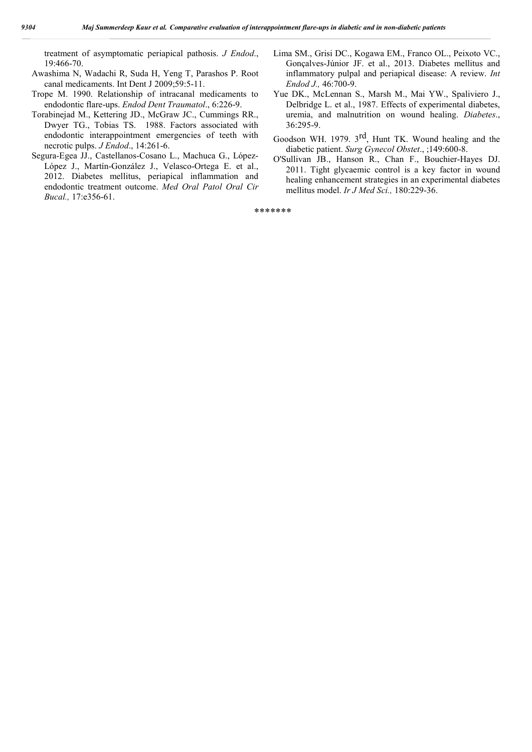treatment of asymptomatic periapical pathosis. *J Endod*., 19:466-70.

Awashima N, Wadachi R, Suda H, Yeng T, Parashos P. Root canal medicaments. Int Dent J 2009;59:5-11.

Trope M. 1990. Relationship of intracanal medicaments to endodontic flare-ups. *Endod Dent Traumatol*., 6:226-9.

Torabinejad M., Kettering JD., McGraw JC., Cummings RR., Dwyer TG., Tobias TS. 1988. Factors associated with endodontic interappointment emergencies of teeth with necrotic pulps. *J Endod*., 14:261-6.

Segura-Egea JJ., Castellanos-Cosano L., Machuca G., López-López J., Martín-González J., Velasco-Ortega E. et al., 2012. Diabetes mellitus, periapical inflammation and endodontic treatment outcome. *Med Oral Patol Oral Cir Bucal.,* 17:e356-61.

Lima SM., Grisi DC., Kogawa EM., Franco OL., Peixoto VC., Gonçalves-Júnior JF. et al., 2013. Diabetes mellitus and inflammatory pulpal and periapical disease: A review. *Int Endod J.,* 46:700-9.

Yue DK., McLennan S., Marsh M., Mai YW., Spaliviero J., Delbridge L. et al., 1987. Effects of experimental diabetes, uremia, and malnutrition on wound healing. *Diabetes*., 36:295-9.

Goodson WH. 1979. 3rd, Hunt TK. Wound healing and the diabetic patient. *Surg Gynecol Obstet*., ;149:600-8.

O'Sullivan JB., Hanson R., Chan F., Bouchier-Hayes DJ. 2011. Tight glycaemic control is a key factor in wound healing enhancement strategies in an experimental diabetes mellitus model. *Ir J Med Sci.,* 180:229-36.

*******